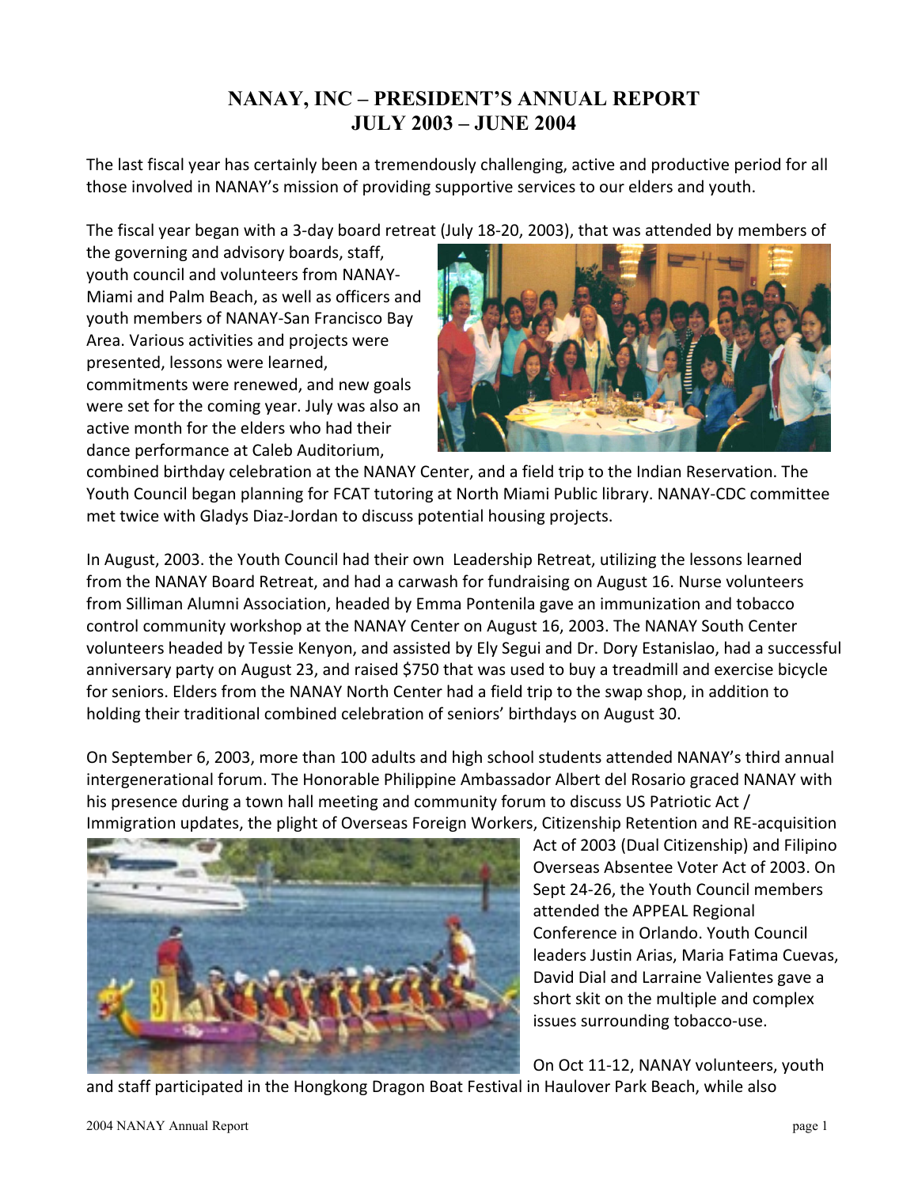# NANAY, INC – PRESIDENT'S ANNUAL REPORT
## JULY 2003 – JUNE 2004

The last fiscal year has certainly been a tremendously challenging, active and productive period for all those involved in NANAY's mission of providing supportive services to our elders and youth.

The fiscal year began with a 3-day board retreat (July 18-20, 2003), that was attended by members of the governing and advisory boards, staff, youth council and volunteers from NANAY-Miami and Palm Beach, as well as officers and youth members of NANAY-San Francisco Bay Area. Various activities and projects were presented, lessons were learned, commitments were renewed, and new goals were set for the coming year. July was also an active month for the elders who had their dance performance at Caleb Auditorium, combined birthday celebration at the NANAY Center, and a field trip to the Indian Reservation. The Youth Council began planning for FCAT tutoring at North Miami Public library. NANAY-CDC committee met twice with Gladys Diaz-Jordan to discuss potential housing projects.

In August, 2003. the Youth Council had their own Leadership Retreat, utilizing the lessons learned from the NANAY Board Retreat, and had a carwash for fundraising on August 16. Nurse volunteers from Silliman Alumni Association, headed by Emma Pontenila gave an immunization and tobacco control community workshop at the NANAY Center on August 16, 2003. The NANAY South Center volunteers headed by Tessie Kenyon, and assisted by Ely Segui and Dr. Dory Estanislao, had a successful anniversary party on August 23, and raised $750 that was used to buy a treadmill and exercise bicycle for seniors. Elders from the NANAY North Center had a field trip to the swap shop, in addition to holding their traditional combined celebration of seniors' birthdays on August 30.

On September 6, 2003, more than 100 adults and high school students attended NANAY's third annual intergenerational forum. The Honorable Philippine Ambassador Albert del Rosario graced NANAY with his presence during a town hall meeting and community forum to discuss US Patriotic Act / Immigration updates, the plight of Overseas Foreign Workers, Citizenship Retention and RE-acquisition Act of 2003 (Dual Citizenship) and Filipino Overseas Absentee Voter Act of 2003. On Sept 24-26, the Youth Council members attended the APPEAL Regional Conference in Orlando. Youth Council leaders Justin Arias, Maria Fatima Cuevas, David Dial and Larraine Valientes gave a short skit on the multiple and complex issues surrounding tobacco-use.

On Oct 11-12, NANAY volunteers, youth and staff participated in the Hongkong Dragon Boat Festival in Haulover Park Beach, while also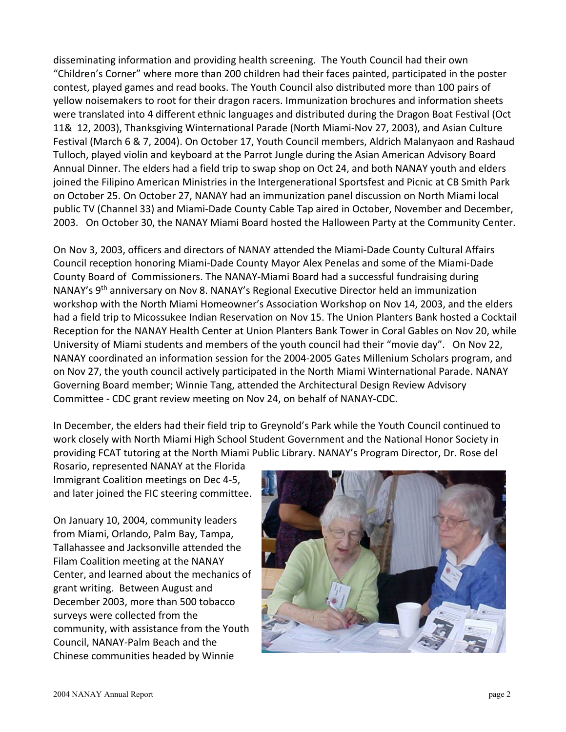disseminating information and providing health screening. The Youth Council had their own "Children's Corner" where more than 200 children had their faces painted, participated in the poster contest, played games and read books. The Youth Council also distributed more than 100 pairs of yellow noisemakers to root for their dragon racers. Immunization brochures and information sheets were translated into 4 different ethnic languages and distributed during the Dragon Boat Festival (Oct 11& 12, 2003), Thanksgiving Winternational Parade (North Miami-Nov 27, 2003), and Asian Culture Festival (March 6 & 7, 2004). On October 17, Youth Council members, Aldrich Malanyaon and Rashaud Tulloch, played violin and keyboard at the Parrot Jungle during the Asian American Advisory Board Annual Dinner. The elders had a field trip to swap shop on Oct 24, and both NANAY youth and elders joined the Filipino American Ministries in the Intergenerational Sportsfest and Picnic at CB Smith Park on October 25. On October 27, NANAY had an immunization panel discussion on North Miami local public TV (Channel 33) and Miami-Dade County Cable Tap aired in October, November and December, 2003. On October 30, the NANAY Miami Board hosted the Halloween Party at the Community Center.

On Nov 3, 2003, officers and directors of NANAY attended the Miami-Dade County Cultural Affairs Council reception honoring Miami-Dade County Mayor Alex Penelas and some of the Miami-Dade County Board of Commissioners. The NANAY-Miami Board had a successful fundraising during NANAY's 9th anniversary on Nov 8. NANAY's Regional Executive Director held an immunization workshop with the North Miami Homeowner's Association Workshop on Nov 14, 2003, and the elders had a field trip to Micossukee Indian Reservation on Nov 15. The Union Planters Bank hosted a Cocktail Reception for the NANAY Health Center at Union Planters Bank Tower in Coral Gables on Nov 20, while University of Miami students and members of the youth council had their "movie day". On Nov 22, NANAY coordinated an information session for the 2004-2005 Gates Millenium Scholars program, and on Nov 27, the youth council actively participated in the North Miami Winternational Parade. NANAY Governing Board member; Winnie Tang, attended the Architectural Design Review Advisory Committee - CDC grant review meeting on Nov 24, on behalf of NANAY-CDC.

In December, the elders had their field trip to Greynold's Park while the Youth Council continued to work closely with North Miami High School Student Government and the National Honor Society in providing FCAT tutoring at the North Miami Public Library. NANAY's Program Director, Dr. Rose del Rosario, represented NANAY at the Florida Immigrant Coalition meetings on Dec 4-5, and later joined the FIC steering committee.

On January 10, 2004, community leaders from Miami, Orlando, Palm Bay, Tampa, Tallahassee and Jacksonville attended the Filam Coalition meeting at the NANAY Center, and learned about the mechanics of grant writing. Between August and December 2003, more than 500 tobacco surveys were collected from the community, with assistance from the Youth Council, NANAY-Palm Beach and the Chinese communities headed by Winnie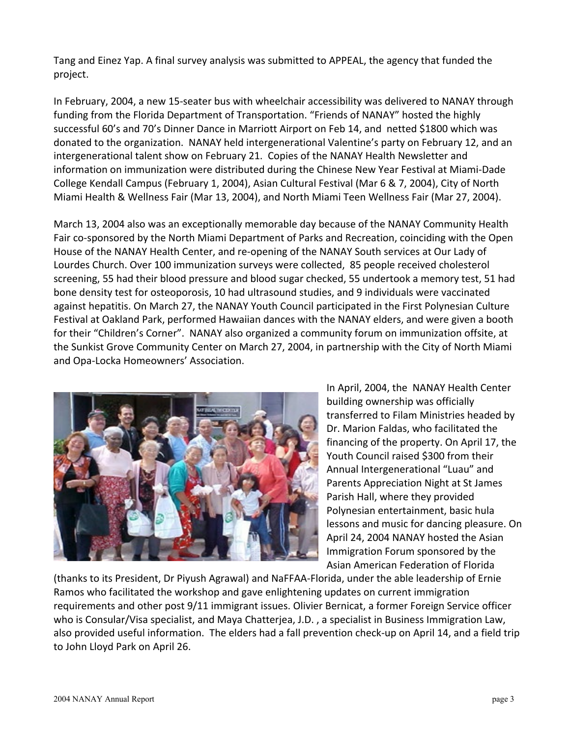Tang and Einez Yap. A final survey analysis was submitted to APPEAL, the agency that funded the project.

In February, 2004, a new 15-seater bus with wheelchair accessibility was delivered to NANAY through funding from the Florida Department of Transportation. "Friends of NANAY" hosted the highly successful 60's and 70's Dinner Dance in Marriott Airport on Feb 14, and netted $1800 which was donated to the organization. NANAY held intergenerational Valentine's party on February 12, and an intergenerational talent show on February 21. Copies of the NANAY Health Newsletter and information on immunization were distributed during the Chinese New Year Festival at Miami-Dade College Kendall Campus (February 1, 2004), Asian Cultural Festival (Mar 6 & 7, 2004), City of North Miami Health & Wellness Fair (Mar 13, 2004), and North Miami Teen Wellness Fair (Mar 27, 2004).

March 13, 2004 also was an exceptionally memorable day because of the NANAY Community Health Fair co-sponsored by the North Miami Department of Parks and Recreation, coinciding with the Open House of the NANAY Health Center, and re-opening of the NANAY South services at Our Lady of Lourdes Church. Over 100 immunization surveys were collected, 85 people received cholesterol screening, 55 had their blood pressure and blood sugar checked, 55 undertook a memory test, 51 had bone density test for osteoporosis, 10 had ultrasound studies, and 9 individuals were vaccinated against hepatitis. On March 27, the NANAY Youth Council participated in the First Polynesian Culture Festival at Oakland Park, performed Hawaiian dances with the NANAY elders, and were given a booth for their "Children's Corner". NANAY also organized a community forum on immunization offsite, at the Sunkist Grove Community Center on March 27, 2004, in partnership with the City of North Miami and Opa-Locka Homeowners' Association.

In April, 2004, the NANAY Health Center building ownership was officially transferred to Filam Ministries headed by Dr. Marion Faldas, who facilitated the financing of the property. On April 17, the Youth Council raised $300 from their Annual Intergenerational "Luau" and Parents Appreciation Night at St James Parish Hall, where they provided Polynesian entertainment, basic hula lessons and music for dancing pleasure. On April 24, 2004 NANAY hosted the Asian Immigration Forum sponsored by the Asian American Federation of Florida (thanks to its President, Dr Piyush Agrawal) and NaFFAA-Florida, under the able leadership of Ernie Ramos who facilitated the workshop and gave enlightening updates on current immigration requirements and other post 9/11 immigrant issues. Olivier Bernicat, a former Foreign Service officer who is Consular/Visa specialist, and Maya Chatterjea, J.D. , a specialist in Business Immigration Law, also provided useful information. The elders had a fall prevention check-up on April 14, and a field trip to John Lloyd Park on April 26.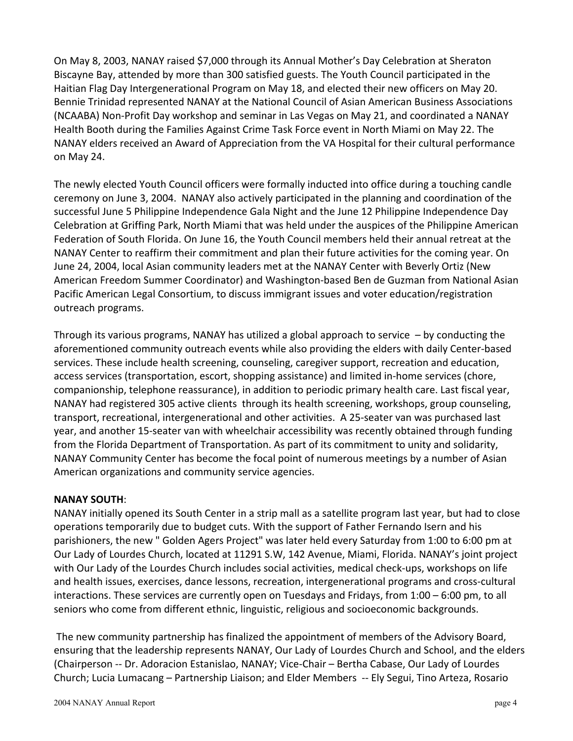On May 8, 2003, NANAY raised $7,000 through its Annual Mother's Day Celebration at Sheraton Biscayne Bay, attended by more than 300 satisfied guests. The Youth Council participated in the Haitian Flag Day Intergenerational Program on May 18, and elected their new officers on May 20. Bennie Trinidad represented NANAY at the National Council of Asian American Business Associations (NCAABA) Non-Profit Day workshop and seminar in Las Vegas on May 21, and coordinated a NANAY Health Booth during the Families Against Crime Task Force event in North Miami on May 22. The NANAY elders received an Award of Appreciation from the VA Hospital for their cultural performance on May 24.

The newly elected Youth Council officers were formally inducted into office during a touching candle ceremony on June 3, 2004. NANAY also actively participated in the planning and coordination of the successful June 5 Philippine Independence Gala Night and the June 12 Philippine Independence Day Celebration at Griffing Park, North Miami that was held under the auspices of the Philippine American Federation of South Florida. On June 16, the Youth Council members held their annual retreat at the NANAY Center to reaffirm their commitment and plan their future activities for the coming year. On June 24, 2004, local Asian community leaders met at the NANAY Center with Beverly Ortiz (New American Freedom Summer Coordinator) and Washington-based Ben de Guzman from National Asian Pacific American Legal Consortium, to discuss immigrant issues and voter education/registration outreach programs.

Through its various programs, NANAY has utilized a global approach to service – by conducting the aforementioned community outreach events while also providing the elders with daily Center-based services. These include health screening, counseling, caregiver support, recreation and education, access services (transportation, escort, shopping assistance) and limited in-home services (chore, companionship, telephone reassurance), in addition to periodic primary health care. Last fiscal year, NANAY had registered 305 active clients through its health screening, workshops, group counseling, transport, recreational, intergenerational and other activities. A 25-seater van was purchased last year, and another 15-seater van with wheelchair accessibility was recently obtained through funding from the Florida Department of Transportation. As part of its commitment to unity and solidarity, NANAY Community Center has become the focal point of numerous meetings by a number of Asian American organizations and community service agencies.

**NANAY SOUTH**:
NANAY initially opened its South Center in a strip mall as a satellite program last year, but had to close operations temporarily due to budget cuts. With the support of Father Fernando Isern and his parishioners, the new " Golden Agers Project" was later held every Saturday from 1:00 to 6:00 pm at Our Lady of Lourdes Church, located at 11291 S.W, 142 Avenue, Miami, Florida. NANAY's joint project with Our Lady of the Lourdes Church includes social activities, medical check-ups, workshops on life and health issues, exercises, dance lessons, recreation, intergenerational programs and cross-cultural interactions. These services are currently open on Tuesdays and Fridays, from 1:00 – 6:00 pm, to all seniors who come from different ethnic, linguistic, religious and socioeconomic backgrounds.

The new community partnership has finalized the appointment of members of the Advisory Board, ensuring that the leadership represents NANAY, Our Lady of Lourdes Church and School, and the elders (Chairperson -- Dr. Adoracion Estanislao, NANAY; Vice-Chair – Bertha Cabase, Our Lady of Lourdes Church; Lucia Lumacang – Partnership Liaison; and Elder Members -- Ely Segui, Tino Arteza, Rosario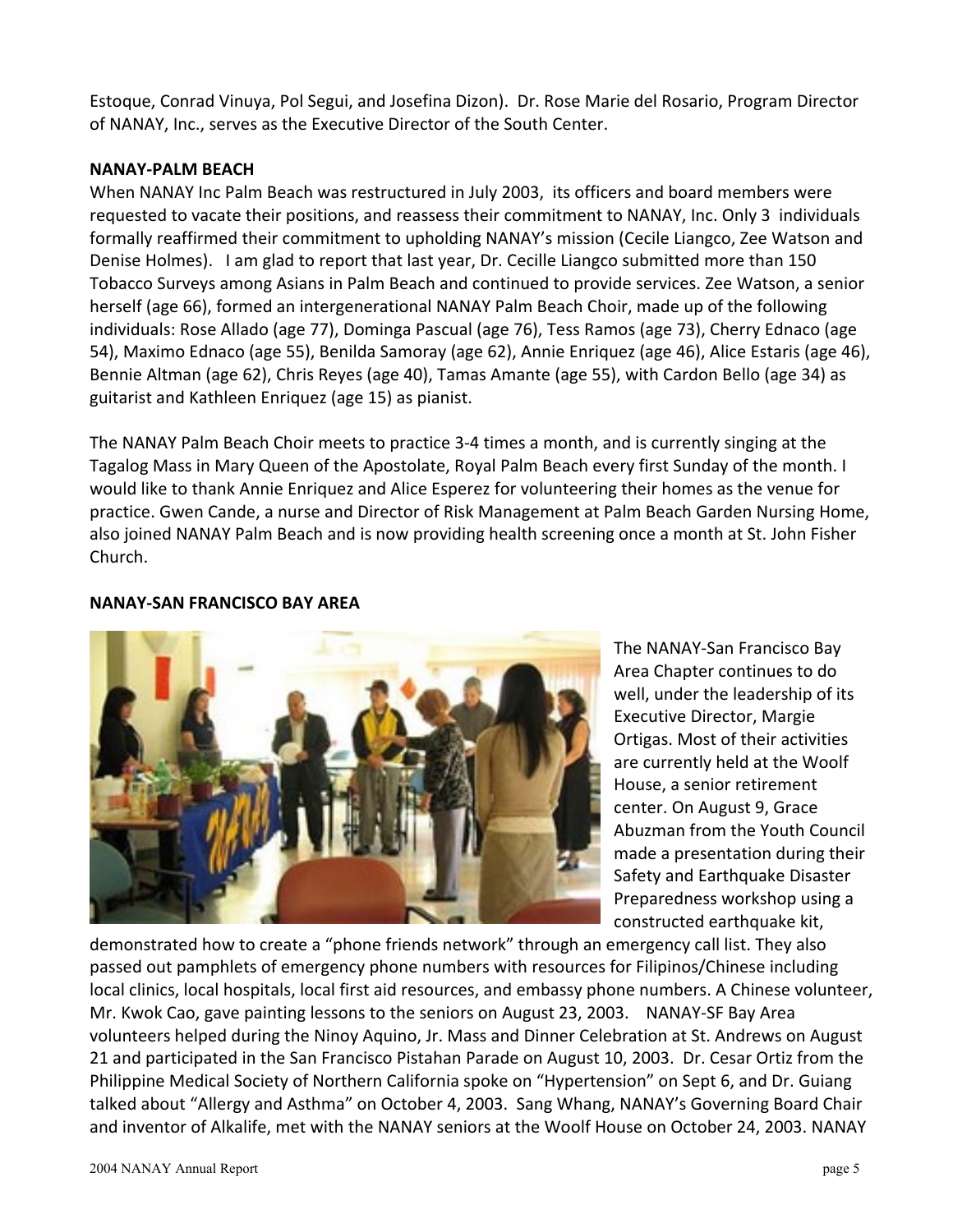Estoque, Conrad Vinuya, Pol Segui, and Josefina Dizon). Dr. Rose Marie del Rosario, Program Director of NANAY, Inc., serves as the Executive Director of the South Center.

**NANAY-PALM BEACH**

When NANAY Inc Palm Beach was restructured in July 2003, its officers and board members were requested to vacate their positions, and reassess their commitment to NANAY, Inc. Only 3 individuals formally reaffirmed their commitment to upholding NANAY's mission (Cecile Liangco, Zee Watson and Denise Holmes). I am glad to report that last year, Dr. Cecille Liangco submitted more than 150 Tobacco Surveys among Asians in Palm Beach and continued to provide services. Zee Watson, a senior herself (age 66), formed an intergenerational NANAY Palm Beach Choir, made up of the following individuals: Rose Allado (age 77), Dominga Pascual (age 76), Tess Ramos (age 73), Cherry Ednaco (age 54), Maximo Ednaco (age 55), Benilda Samoray (age 62), Annie Enriquez (age 46), Alice Estaris (age 46), Bennie Altman (age 62), Chris Reyes (age 40), Tamas Amante (age 55), with Cardon Bello (age 34) as guitarist and Kathleen Enriquez (age 15) as pianist.

The NANAY Palm Beach Choir meets to practice 3-4 times a month, and is currently singing at the Tagalog Mass in Mary Queen of the Apostolate, Royal Palm Beach every first Sunday of the month. I would like to thank Annie Enriquez and Alice Esperez for volunteering their homes as the venue for practice. Gwen Cande, a nurse and Director of Risk Management at Palm Beach Garden Nursing Home, also joined NANAY Palm Beach and is now providing health screening once a month at St. John Fisher Church.

**NANAY-SAN FRANCISCO BAY AREA**

The NANAY-San Francisco Bay Area Chapter continues to do well, under the leadership of its Executive Director, Margie Ortigas. Most of their activities are currently held at the Woolf House, a senior retirement center. On August 9, Grace Abuzman from the Youth Council made a presentation during their Safety and Earthquake Disaster Preparedness workshop using a constructed earthquake kit, demonstrated how to create a "phone friends network" through an emergency call list. They also passed out pamphlets of emergency phone numbers with resources for Filipinos/Chinese including local clinics, local hospitals, local first aid resources, and embassy phone numbers. A Chinese volunteer, Mr. Kwok Cao, gave painting lessons to the seniors on August 23, 2003. NANAY-SF Bay Area volunteers helped during the Ninoy Aquino, Jr. Mass and Dinner Celebration at St. Andrews on August 21 and participated in the San Francisco Pistahan Parade on August 10, 2003. Dr. Cesar Ortiz from the Philippine Medical Society of Northern California spoke on "Hypertension" on Sept 6, and Dr. Guiang talked about "Allergy and Asthma" on October 4, 2003. Sang Whang, NANAY's Governing Board Chair and inventor of Alkalife, met with the NANAY seniors at the Woolf House on October 24, 2003. NANAY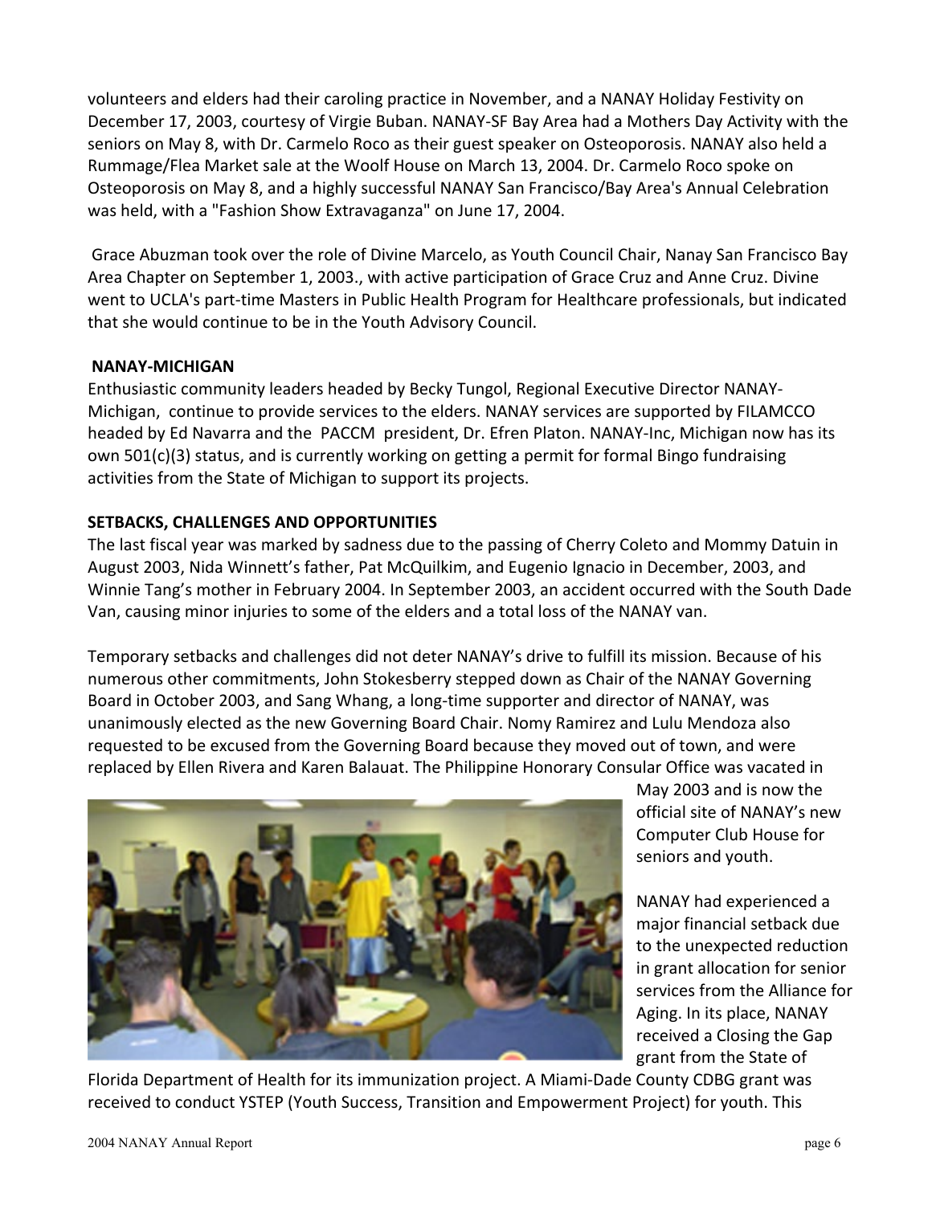volunteers and elders had their caroling practice in November, and a NANAY Holiday Festivity on December 17, 2003, courtesy of Virgie Buban. NANAY-SF Bay Area had a Mothers Day Activity with the seniors on May 8, with Dr. Carmelo Roco as their guest speaker on Osteoporosis. NANAY also held a Rummage/Flea Market sale at the Woolf House on March 13, 2004. Dr. Carmelo Roco spoke on Osteoporosis on May 8, and a highly successful NANAY San Francisco/Bay Area's Annual Celebration was held, with a "Fashion Show Extravaganza" on June 17, 2004.

Grace Abuzman took over the role of Divine Marcelo, as Youth Council Chair, Nanay San Francisco Bay Area Chapter on September 1, 2003., with active participation of Grace Cruz and Anne Cruz. Divine went to UCLA's part-time Masters in Public Health Program for Healthcare professionals, but indicated that she would continue to be in the Youth Advisory Council.

**NANAY-MICHIGAN**

Enthusiastic community leaders headed by Becky Tungol, Regional Executive Director NANAY-Michigan, continue to provide services to the elders. NANAY services are supported by FILAMCCO headed by Ed Navarra and the PACCM president, Dr. Efren Platon. NANAY-Inc, Michigan now has its own 501(c)(3) status, and is currently working on getting a permit for formal Bingo fundraising activities from the State of Michigan to support its projects.

**SETBACKS, CHALLENGES AND OPPORTUNITIES**

The last fiscal year was marked by sadness due to the passing of Cherry Coleto and Mommy Datuin in August 2003, Nida Winnett's father, Pat McQuilkim, and Eugenio Ignacio in December, 2003, and Winnie Tang's mother in February 2004. In September 2003, an accident occurred with the South Dade Van, causing minor injuries to some of the elders and a total loss of the NANAY van.

Temporary setbacks and challenges did not deter NANAY's drive to fulfill its mission. Because of his numerous other commitments, John Stokesberry stepped down as Chair of the NANAY Governing Board in October 2003, and Sang Whang, a long-time supporter and director of NANAY, was unanimously elected as the new Governing Board Chair. Nomy Ramirez and Lulu Mendoza also requested to be excused from the Governing Board because they moved out of town, and were replaced by Ellen Rivera and Karen Balauat. The Philippine Honorary Consular Office was vacated in May 2003 and is now the official site of NANAY's new Computer Club House for seniors and youth.

NANAY had experienced a major financial setback due to the unexpected reduction in grant allocation for senior services from the Alliance for Aging. In its place, NANAY received a Closing the Gap grant from the State of Florida Department of Health for its immunization project. A Miami-Dade County CDBG grant was received to conduct YSTEP (Youth Success, Transition and Empowerment Project) for youth. This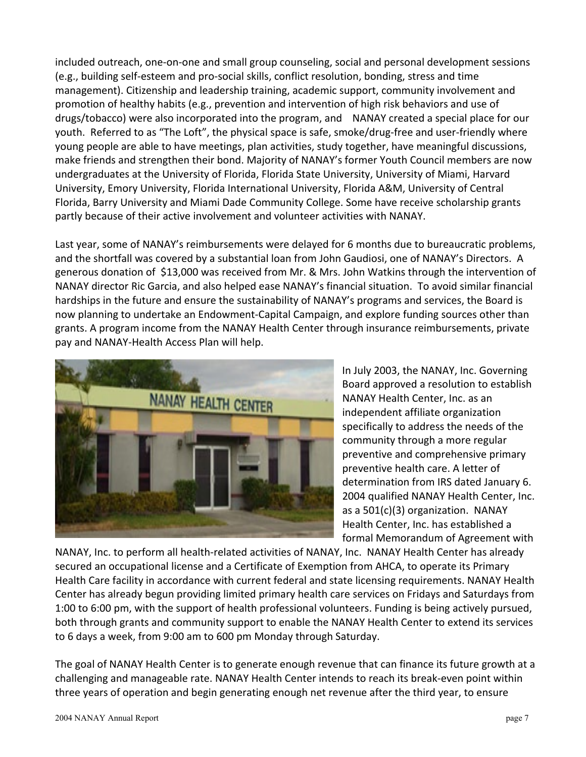included outreach, one-on-one and small group counseling, social and personal development sessions (e.g., building self-esteem and pro-social skills, conflict resolution, bonding, stress and time management). Citizenship and leadership training, academic support, community involvement and promotion of healthy habits (e.g., prevention and intervention of high risk behaviors and use of drugs/tobacco) were also incorporated into the program, and NANAY created a special place for our youth. Referred to as "The Loft", the physical space is safe, smoke/drug-free and user-friendly where young people are able to have meetings, plan activities, study together, have meaningful discussions, make friends and strengthen their bond. Majority of NANAY's former Youth Council members are now undergraduates at the University of Florida, Florida State University, University of Miami, Harvard University, Emory University, Florida International University, Florida A&M, University of Central Florida, Barry University and Miami Dade Community College. Some have receive scholarship grants partly because of their active involvement and volunteer activities with NANAY.

Last year, some of NANAY's reimbursements were delayed for 6 months due to bureaucratic problems, and the shortfall was covered by a substantial loan from John Gaudiosi, one of NANAY's Directors. A generous donation of $13,000 was received from Mr. & Mrs. John Watkins through the intervention of NANAY director Ric Garcia, and also helped ease NANAY's financial situation. To avoid similar financial hardships in the future and ensure the sustainability of NANAY's programs and services, the Board is now planning to undertake an Endowment-Capital Campaign, and explore funding sources other than grants. A program income from the NANAY Health Center through insurance reimbursements, private pay and NANAY-Health Access Plan will help.

In July 2003, the NANAY, Inc. Governing Board approved a resolution to establish NANAY Health Center, Inc. as an independent affiliate organization specifically to address the needs of the community through a more regular preventive and comprehensive primary preventive health care. A letter of determination from IRS dated January 6. 2004 qualified NANAY Health Center, Inc. as a 501(c)(3) organization. NANAY Health Center, Inc. has established a formal Memorandum of Agreement with NANAY, Inc. to perform all health-related activities of NANAY, Inc. NANAY Health Center has already secured an occupational license and a Certificate of Exemption from AHCA, to operate its Primary Health Care facility in accordance with current federal and state licensing requirements. NANAY Health Center has already begun providing limited primary health care services on Fridays and Saturdays from 1:00 to 6:00 pm, with the support of health professional volunteers. Funding is being actively pursued, both through grants and community support to enable the NANAY Health Center to extend its services to 6 days a week, from 9:00 am to 600 pm Monday through Saturday.

The goal of NANAY Health Center is to generate enough revenue that can finance its future growth at a challenging and manageable rate. NANAY Health Center intends to reach its break-even point within three years of operation and begin generating enough net revenue after the third year, to ensure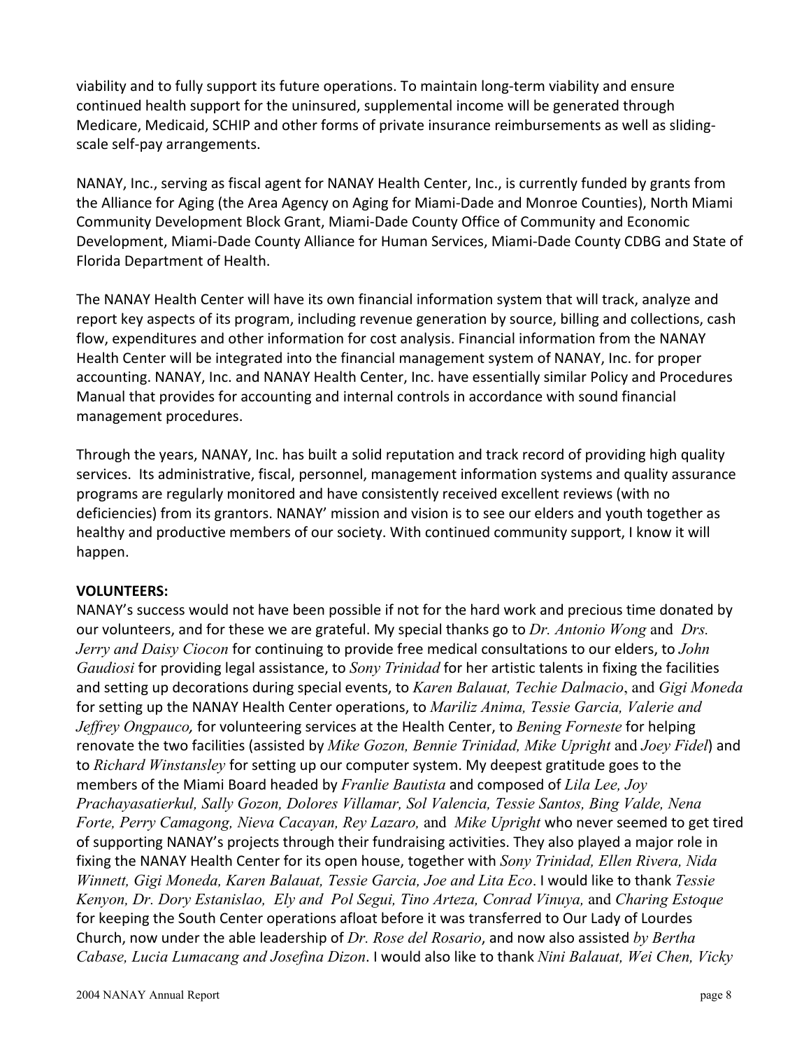viability and to fully support its future operations. To maintain long-term viability and ensure continued health support for the uninsured, supplemental income will be generated through Medicare, Medicaid, SCHIP and other forms of private insurance reimbursements as well as sliding-scale self-pay arrangements.

NANAY, Inc., serving as fiscal agent for NANAY Health Center, Inc., is currently funded by grants from the Alliance for Aging (the Area Agency on Aging for Miami-Dade and Monroe Counties), North Miami Community Development Block Grant, Miami-Dade County Office of Community and Economic Development, Miami-Dade County Alliance for Human Services, Miami-Dade County CDBG and State of Florida Department of Health.

The NANAY Health Center will have its own financial information system that will track, analyze and report key aspects of its program, including revenue generation by source, billing and collections, cash flow, expenditures and other information for cost analysis. Financial information from the NANAY Health Center will be integrated into the financial management system of NANAY, Inc. for proper accounting. NANAY, Inc. and NANAY Health Center, Inc. have essentially similar Policy and Procedures Manual that provides for accounting and internal controls in accordance with sound financial management procedures.

Through the years, NANAY, Inc. has built a solid reputation and track record of providing high quality services. Its administrative, fiscal, personnel, management information systems and quality assurance programs are regularly monitored and have consistently received excellent reviews (with no deficiencies) from its grantors. NANAY' mission and vision is to see our elders and youth together as healthy and productive members of our society. With continued community support, I know it will happen.

**VOLUNTEERS:**

NANAY's success would not have been possible if not for the hard work and precious time donated by our volunteers, and for these we are grateful. My special thanks go to *Dr. Antonio Wong* and *Drs. Jerry and Daisy Ciocon* for continuing to provide free medical consultations to our elders, to *John Gaudiosi* for providing legal assistance, to *Sony Trinidad* for her artistic talents in fixing the facilities and setting up decorations during special events, to *Karen Balauat, Techie Dalmacio*, and *Gigi Moneda* for setting up the NANAY Health Center operations, to *Mariliz Anima, Tessie Garcia, Valerie and Jeffrey Ongpauco,* for volunteering services at the Health Center, to *Bening Forneste* for helping renovate the two facilities (assisted by *Mike Gozon, Bennie Trinidad, Mike Upright* and *Joey Fidel*) and to *Richard Winstansley* for setting up our computer system. My deepest gratitude goes to the members of the Miami Board headed by *Franlie Bautista* and composed of *Lila Lee, Joy Prachayasatierkul, Sally Gozon, Dolores Villamar, Sol Valencia, Tessie Santos, Bing Valde, Nena Forte, Perry Camagong, Nieva Cacayan, Rey Lazaro,* and *Mike Upright* who never seemed to get tired of supporting NANAY's projects through their fundraising activities. They also played a major role in fixing the NANAY Health Center for its open house, together with *Sony Trinidad, Ellen Rivera, Nida Winnett, Gigi Moneda, Karen Balauat, Tessie Garcia, Joe and Lita Eco*. I would like to thank *Tessie Kenyon, Dr. Dory Estanislao, Ely and Pol Segui, Tino Arteza, Conrad Vinuya,* and *Charing Estoque* for keeping the South Center operations afloat before it was transferred to Our Lady of Lourdes Church, now under the able leadership of *Dr. Rose del Rosario*, and now also assisted *by Bertha Cabase, Lucia Lumacang and Josefina Dizon*. I would also like to thank *Nini Balauat, Wei Chen, Vicky*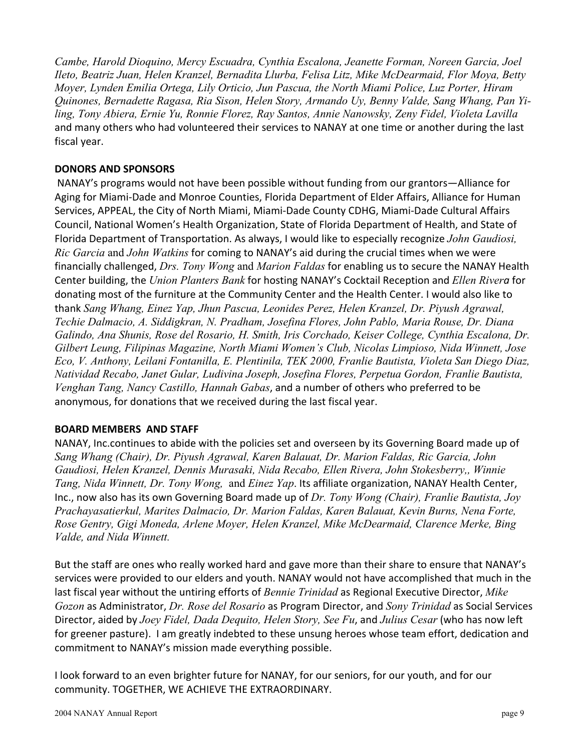*Cambe, Harold Dioquino, Mercy Escuadra, Cynthia Escalona, Jeanette Forman, Noreen Garcia, Joel Ileto, Beatriz Juan, Helen Kranzel, Bernadita Llurba, Felisa Litz, Mike McDearmaid, Flor Moya, Betty Moyer, Lynden Emilia Ortega, Lily Orticio, Jun Pascua, the North Miami Police, Luz Porter, Hiram Quinones, Bernadette Ragasa, Ria Sison, Helen Story, Armando Uy, Benny Valde, Sang Whang, Pan Yi-ling, Tony Abiera, Ernie Yu, Ronnie Florez, Ray Santos, Annie Nanowsky, Zeny Fidel, Violeta Lavilla* and many others who had volunteered their services to NANAY at one time or another during the last fiscal year.

**DONORS AND SPONSORS**

NANAY's programs would not have been possible without funding from our grantors—Alliance for Aging for Miami-Dade and Monroe Counties, Florida Department of Elder Affairs, Alliance for Human Services, APPEAL, the City of North Miami, Miami-Dade County CDHG, Miami-Dade Cultural Affairs Council, National Women's Health Organization, State of Florida Department of Health, and State of Florida Department of Transportation. As always, I would like to especially recognize *John Gaudiosi, Ric Garcia* and *John Watkins* for coming to NANAY's aid during the crucial times when we were financially challenged, *Drs. Tony Wong* and *Marion Faldas* for enabling us to secure the NANAY Health Center building, the *Union Planters Bank* for hosting NANAY's Cocktail Reception and *Ellen Rivera* for donating most of the furniture at the Community Center and the Health Center. I would also like to thank *Sang Whang, Einez Yap, Jhun Pascua, Leonides Perez, Helen Kranzel, Dr. Piyush Agrawal, Techie Dalmacio, A. Siddigkran, N. Pradham, Josefina Flores, John Pablo, Maria Rouse, Dr. Diana Galindo, Ana Shunis, Rose del Rosario, H. Smith, Iris Corchado, Keiser College, Cynthia Escalona, Dr. Gilbert Leung, Filipinas Magazine, North Miami Women's Club, Nicolas Limpioso, Nida Winnett, Jose Eco, V. Anthony, Leilani Fontanilla, E. Plentinila, TEK 2000, Franlie Bautista, Violeta San Diego Diaz, Natividad Recabo, Janet Gular, Ludivina Joseph, Josefina Flores, Perpetua Gordon, Franlie Bautista, Venghan Tang, Nancy Castillo, Hannah Gabas*, and a number of others who preferred to be anonymous, for donations that we received during the last fiscal year.

**BOARD MEMBERS AND STAFF**

NANAY, Inc.continues to abide with the policies set and overseen by its Governing Board made up of *Sang Whang (Chair), Dr. Piyush Agrawal, Karen Balauat, Dr. Marion Faldas, Ric Garcia, John Gaudiosi, Helen Kranzel, Dennis Murasaki, Nida Recabo, Ellen Rivera, John Stokesberry,, Winnie Tang, Nida Winnett, Dr. Tony Wong,* and *Einez Yap*. Its affiliate organization, NANAY Health Center, Inc., now also has its own Governing Board made up of *Dr. Tony Wong (Chair), Franlie Bautista, Joy Prachayasatierkul, Marites Dalmacio, Dr. Marion Faldas, Karen Balauat, Kevin Burns, Nena Forte, Rose Gentry, Gigi Moneda, Arlene Moyer, Helen Kranzel, Mike McDearmaid, Clarence Merke, Bing Valde, and Nida Winnett.*

But the staff are ones who really worked hard and gave more than their share to ensure that NANAY's services were provided to our elders and youth. NANAY would not have accomplished that much in the last fiscal year without the untiring efforts of *Bennie Trinidad* as Regional Executive Director, *Mike Gozon* as Administrator, *Dr. Rose del Rosario* as Program Director, and *Sony Trinidad* as Social Services Director, aided by *Joey Fidel, Dada Dequito, Helen Story, See Fu*, and *Julius Cesar* (who has now left for greener pasture). I am greatly indebted to these unsung heroes whose team effort, dedication and commitment to NANAY's mission made everything possible.

I look forward to an even brighter future for NANAY, for our seniors, for our youth, and for our community. TOGETHER, WE ACHIEVE THE EXTRAORDINARY.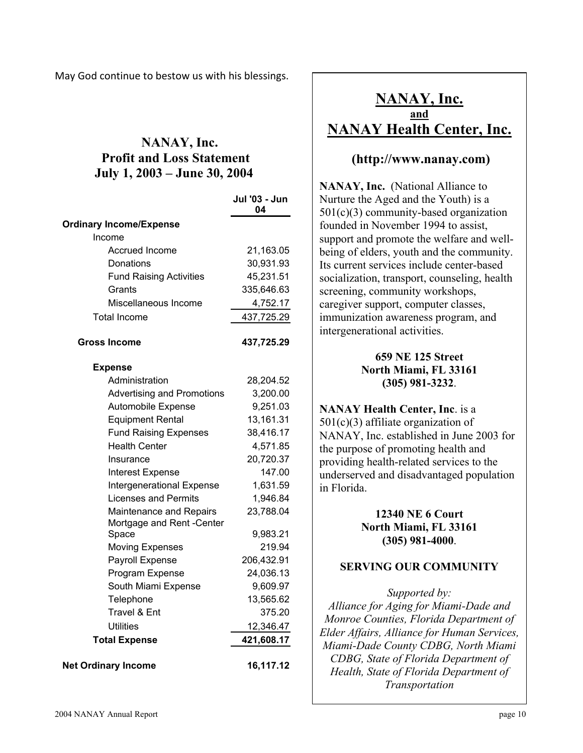May God continue to bestow us with his blessings.

## NANAY, Inc.
## Profit and Loss Statement
## July 1, 2003 – June 30, 2004

| | Jul '03 - Jun 04 |
|---|---|
| **Ordinary Income/Expense** | |
| Income | |
| Accrued Income | 21,163.05 |
| Donations | 30,931.93 |
| Fund Raising Activities | 45,231.51 |
| Grants | 335,646.63 |
| Miscellaneous Income | 4,752.17 |
| Total Income | 437,725.29 |
| **Gross Income** | **437,725.29** |
| **Expense** | |
| Administration | 28,204.52 |
| Advertising and Promotions | 3,200.00 |
| Automobile Expense | 9,251.03 |
| Equipment Rental | 13,161.31 |
| Fund Raising Expenses | 38,416.17 |
| Health Center | 4,571.85 |
| Insurance | 20,720.37 |
| Interest Expense | 147.00 |
| Intergenerational Expense | 1,631.59 |
| Licenses and Permits | 1,946.84 |
| Maintenance and Repairs | 23,788.04 |
| Mortgage and Rent -Center Space | 9,983.21 |
| Moving Expenses | 219.94 |
| Payroll Expense | 206,432.91 |
| Program Expense | 24,036.13 |
| South Miami Expense | 9,609.97 |
| Telephone | 13,565.62 |
| Travel & Ent | 375.20 |
| Utilities | 12,346.47 |
| **Total Expense** | **421,608.17** |
| **Net Ordinary Income** | **16,117.12** |

## NANAY, Inc.
**and**
## NANAY Health Center, Inc.

### (http://www.nanay.com)

**NANAY, Inc.** (National Alliance to Nurture the Aged and the Youth) is a 501(c)(3) community-based organization founded in November 1994 to assist, support and promote the welfare and well-being of elders, youth and the community. Its current services include center-based socialization, transport, counseling, health screening, community workshops, caregiver support, computer classes, immunization awareness program, and intergenerational activities.

**659 NE 125 Street**
**North Miami, FL 33161**
**(305) 981-3232**.

**NANAY Health Center, Inc**. is a 501(c)(3) affiliate organization of NANAY, Inc. established in June 2003 for the purpose of promoting health and providing health-related services to the underserved and disadvantaged population in Florida.

**12340 NE 6 Court**
**North Miami, FL 33161**
**(305) 981-4000**.

**SERVING OUR COMMUNITY**

*Supported by:*
*Alliance for Aging for Miami-Dade and Monroe Counties, Florida Department of Elder Affairs, Alliance for Human Services, Miami-Dade County CDBG, North Miami CDBG, State of Florida Department of Health, State of Florida Department of Transportation*